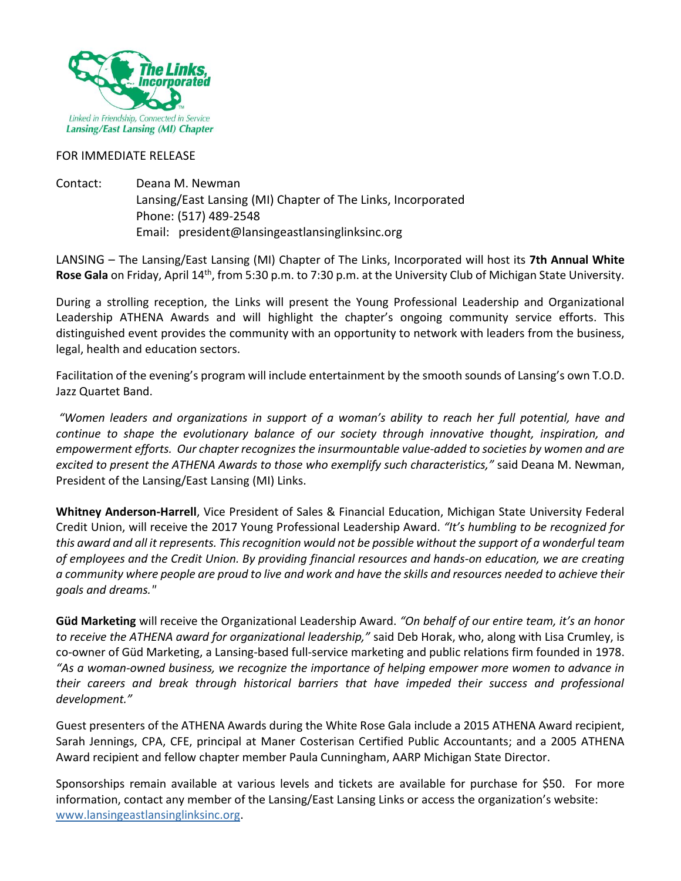The Links, Incorporated

Linked in Friendship, Connected in Service
Lansing/East Lansing (MI) Chapter

FOR IMMEDIATE RELEASE

Contact: Deana M. Newman
Lansing/East Lansing (MI) Chapter of The Links, Incorporated
Phone: (517) 489-2548
Email: president@lansingeastlansinglinksinc.org

LANSING – The Lansing/East Lansing (MI) Chapter of The Links, Incorporated will host its **7th Annual White Rose Gala** on Friday, April 14th, from 5:30 p.m. to 7:30 p.m. at the University Club of Michigan State University.

During a strolling reception, the Links will present the Young Professional Leadership and Organizational Leadership ATHENA Awards and will highlight the chapter's ongoing community service efforts. This distinguished event provides the community with an opportunity to network with leaders from the business, legal, health and education sectors.

Facilitation of the evening's program will include entertainment by the smooth sounds of Lansing's own T.O.D. Jazz Quartet Band.

*"Women leaders and organizations in support of a woman's ability to reach her full potential, have and continue to shape the evolutionary balance of our society through innovative thought, inspiration, and empowerment efforts. Our chapter recognizes the insurmountable value-added to societies by women and are excited to present the ATHENA Awards to those who exemplify such characteristics,"* said Deana M. Newman, President of the Lansing/East Lansing (MI) Links.

**Whitney Anderson-Harrell**, Vice President of Sales & Financial Education, Michigan State University Federal Credit Union, will receive the 2017 Young Professional Leadership Award. *"It's humbling to be recognized for this award and all it represents. This recognition would not be possible without the support of a wonderful team of employees and the Credit Union. By providing financial resources and hands-on education, we are creating a community where people are proud to live and work and have the skills and resources needed to achieve their goals and dreams."*

**Güd Marketing** will receive the Organizational Leadership Award. *"On behalf of our entire team, it's an honor to receive the ATHENA award for organizational leadership,"* said Deb Horak, who, along with Lisa Crumley, is co-owner of Güd Marketing, a Lansing-based full-service marketing and public relations firm founded in 1978. *"As a woman-owned business, we recognize the importance of helping empower more women to advance in their careers and break through historical barriers that have impeded their success and professional development."*

Guest presenters of the ATHENA Awards during the White Rose Gala include a 2015 ATHENA Award recipient, Sarah Jennings, CPA, CFE, principal at Maner Costerisan Certified Public Accountants; and a 2005 ATHENA Award recipient and fellow chapter member Paula Cunningham, AARP Michigan State Director.

Sponsorships remain available at various levels and tickets are available for purchase for $50. For more information, contact any member of the Lansing/East Lansing Links or access the organization's website: [www.lansingeastlansinglinksinc.org](http://www.lansingeastlansinglinksinc.org).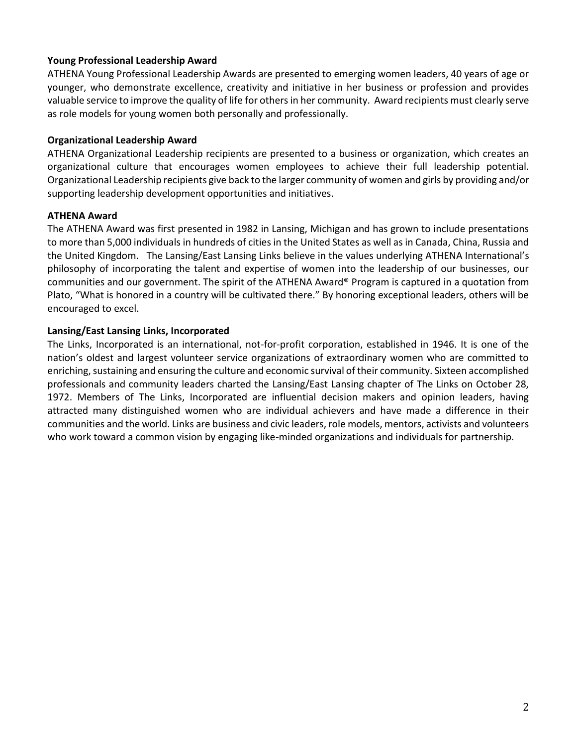**Young Professional Leadership Award**

ATHENA Young Professional Leadership Awards are presented to emerging women leaders, 40 years of age or younger, who demonstrate excellence, creativity and initiative in her business or profession and provides valuable service to improve the quality of life for others in her community. Award recipients must clearly serve as role models for young women both personally and professionally.

**Organizational Leadership Award**

ATHENA Organizational Leadership recipients are presented to a business or organization, which creates an organizational culture that encourages women employees to achieve their full leadership potential. Organizational Leadership recipients give back to the larger community of women and girls by providing and/or supporting leadership development opportunities and initiatives.

**ATHENA Award**

The ATHENA Award was first presented in 1982 in Lansing, Michigan and has grown to include presentations to more than 5,000 individuals in hundreds of cities in the United States as well as in Canada, China, Russia and the United Kingdom. The Lansing/East Lansing Links believe in the values underlying ATHENA International's philosophy of incorporating the talent and expertise of women into the leadership of our businesses, our communities and our government. The spirit of the ATHENA Award® Program is captured in a quotation from Plato, "What is honored in a country will be cultivated there." By honoring exceptional leaders, others will be encouraged to excel.

**Lansing/East Lansing Links, Incorporated**

The Links, Incorporated is an international, not-for-profit corporation, established in 1946. It is one of the nation's oldest and largest volunteer service organizations of extraordinary women who are committed to enriching, sustaining and ensuring the culture and economic survival of their community. Sixteen accomplished professionals and community leaders charted the Lansing/East Lansing chapter of The Links on October 28, 1972. Members of The Links, Incorporated are influential decision makers and opinion leaders, having attracted many distinguished women who are individual achievers and have made a difference in their communities and the world. Links are business and civic leaders, role models, mentors, activists and volunteers who work toward a common vision by engaging like-minded organizations and individuals for partnership.